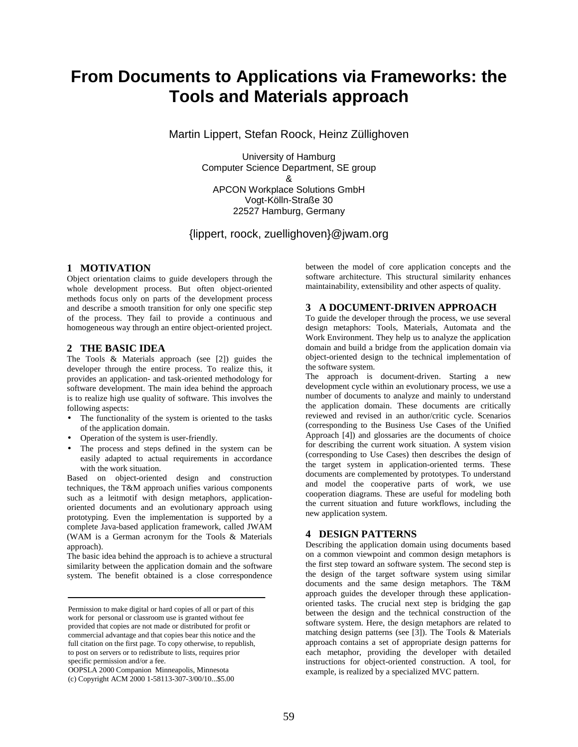# From Documents to Applications via Frameworks: the Tools and Materials approach

Martin Lippert, Stefan Roock, Heinz Züllighoven

University of Hamburg
Computer Science Department, SE group
&
APCON Workplace Solutions GmbH
Vogt-Kölln-Straße 30
22527 Hamburg, Germany

{lippert, roock, zuellighoven}@jwam.org

## 1 MOTIVATION

Object orientation claims to guide developers through the whole development process. But often object-oriented methods focus only on parts of the development process and describe a smooth transition for only one specific step of the process. They fail to provide a continuous and homogeneous way through an entire object-oriented project.

## 2 THE BASIC IDEA

The Tools & Materials approach (see [2]) guides the developer through the entire process. To realize this, it provides an application- and task-oriented methodology for software development. The main idea behind the approach is to realize high use quality of software. This involves the following aspects:

- The functionality of the system is oriented to the tasks of the application domain.
- Operation of the system is user-friendly.
- The process and steps defined in the system can be easily adapted to actual requirements in accordance with the work situation.

Based on object-oriented design and construction techniques, the T&M approach unifies various components such as a leitmotif with design metaphors, application-oriented documents and an evolutionary approach using prototyping. Even the implementation is supported by a complete Java-based application framework, called JWAM (WAM is a German acronym for the Tools & Materials approach).

The basic idea behind the approach is to achieve a structural similarity between the application domain and the software system. The benefit obtained is a close correspondence between the model of core application concepts and the software architecture. This structural similarity enhances maintainability, extensibility and other aspects of quality.

## 3 A DOCUMENT-DRIVEN APPROACH

To guide the developer through the process, we use several design metaphors: Tools, Materials, Automata and the Work Environment. They help us to analyze the application domain and build a bridge from the application domain via object-oriented design to the technical implementation of the software system.

The approach is document-driven. Starting a new development cycle within an evolutionary process, we use a number of documents to analyze and mainly to understand the application domain. These documents are critically reviewed and revised in an author/critic cycle. Scenarios (corresponding to the Business Use Cases of the Unified Approach [4]) and glossaries are the documents of choice for describing the current work situation. A system vision (corresponding to Use Cases) then describes the design of the target system in application-oriented terms. These documents are complemented by prototypes. To understand and model the cooperative parts of work, we use cooperation diagrams. These are useful for modeling both the current situation and future workflows, including the new application system.

## 4 DESIGN PATTERNS

Describing the application domain using documents based on a common viewpoint and common design metaphors is the first step toward an software system. The second step is the design of the target software system using similar documents and the same design metaphors. The T&M approach guides the developer through these application-oriented tasks. The crucial next step is bridging the gap between the design and the technical construction of the software system. Here, the design metaphors are related to matching design patterns (see [3]). The Tools & Materials approach contains a set of appropriate design patterns for each metaphor, providing the developer with detailed instructions for object-oriented construction. A tool, for example, is realized by a specialized MVC pattern.

Permission to make digital or hard copies of all or part of this work for personal or classroom use is granted without fee provided that copies are not made or distributed for profit or commercial advantage and that copies bear this notice and the full citation on the first page. To copy otherwise, to republish, to post on servers or to redistribute to lists, requires prior specific permission and/or a fee.
OOPSLA 2000 Companion Minneapolis, Minnesota
(c) Copyright ACM 2000 1-58113-307-3/00/10...$5.00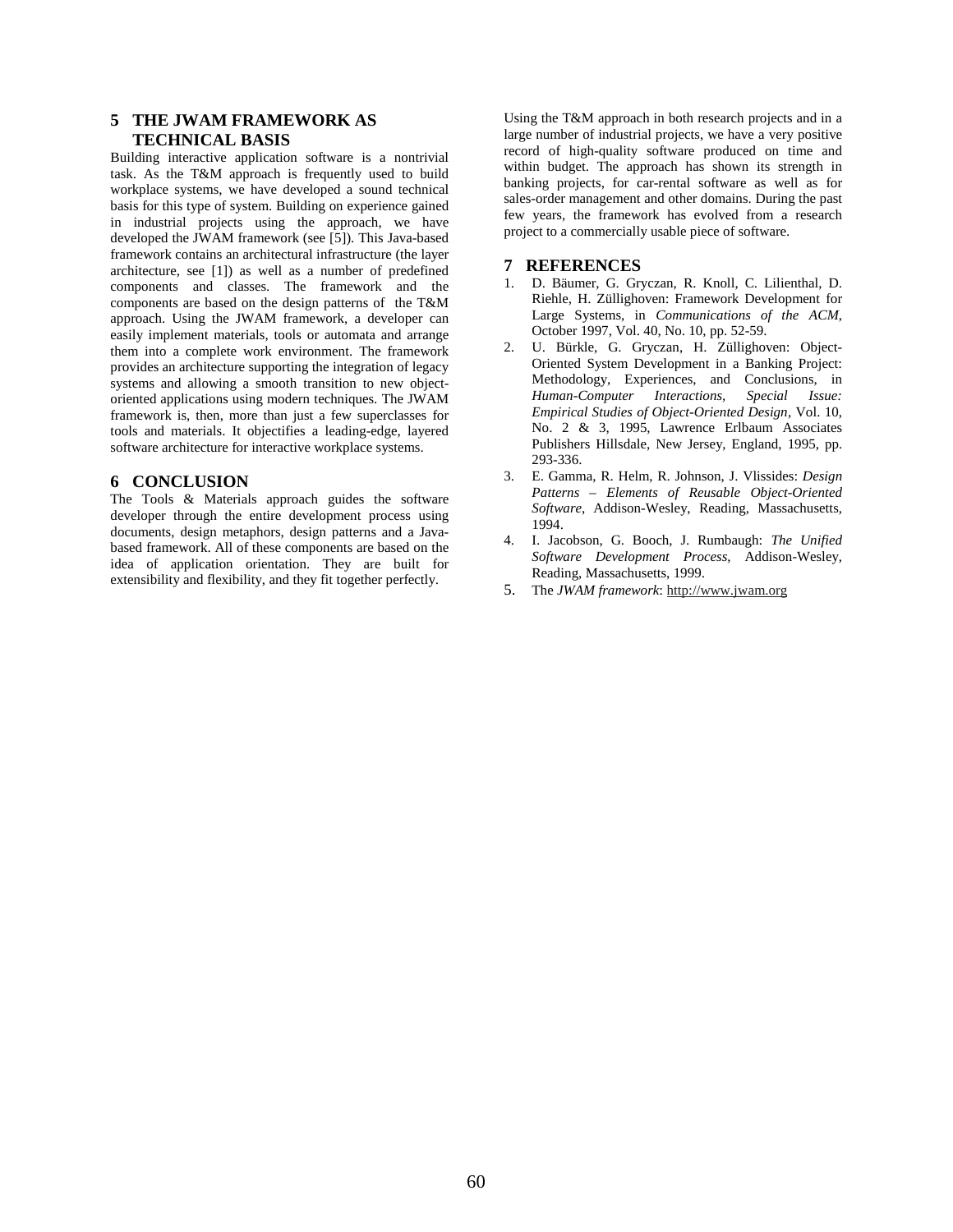## 5 THE JWAM FRAMEWORK AS TECHNICAL BASIS

Building interactive application software is a nontrivial task. As the T&M approach is frequently used to build workplace systems, we have developed a sound technical basis for this type of system. Building on experience gained in industrial projects using the approach, we have developed the JWAM framework (see [5]). This Java-based framework contains an architectural infrastructure (the layer architecture, see [1]) as well as a number of predefined components and classes. The framework and the components are based on the design patterns of the T&M approach. Using the JWAM framework, a developer can easily implement materials, tools or automata and arrange them into a complete work environment. The framework provides an architecture supporting the integration of legacy systems and allowing a smooth transition to new object-oriented applications using modern techniques. The JWAM framework is, then, more than just a few superclasses for tools and materials. It objectifies a leading-edge, layered software architecture for interactive workplace systems.

## 6 CONCLUSION

The Tools & Materials approach guides the software developer through the entire development process using documents, design metaphors, design patterns and a Java-based framework. All of these components are based on the idea of application orientation. They are built for extensibility and flexibility, and they fit together perfectly.

Using the T&M approach in both research projects and in a large number of industrial projects, we have a very positive record of high-quality software produced on time and within budget. The approach has shown its strength in banking projects, for car-rental software as well as for sales-order management and other domains. During the past few years, the framework has evolved from a research project to a commercially usable piece of software.

## 7 REFERENCES

1. D. Bäumer, G. Gryczan, R. Knoll, C. Lilienthal, D. Riehle, H. Züllighoven: Framework Development for Large Systems, in *Communications of the ACM*, October 1997, Vol. 40, No. 10, pp. 52-59.
2. U. Bürkle, G. Gryczan, H. Züllighoven: Object-Oriented System Development in a Banking Project: Methodology, Experiences, and Conclusions, in *Human-Computer Interactions, Special Issue: Empirical Studies of Object-Oriented Design*, Vol. 10, No. 2 & 3, 1995, Lawrence Erlbaum Associates Publishers Hillsdale, New Jersey, England, 1995, pp. 293-336.
3. E. Gamma, R. Helm, R. Johnson, J. Vlissides: *Design Patterns – Elements of Reusable Object-Oriented Software*, Addison-Wesley, Reading, Massachusetts, 1994.
4. I. Jacobson, G. Booch, J. Rumbaugh: *The Unified Software Development Process*, Addison-Wesley, Reading, Massachusetts, 1999.
5. The *JWAM framework*: http://www.jwam.org